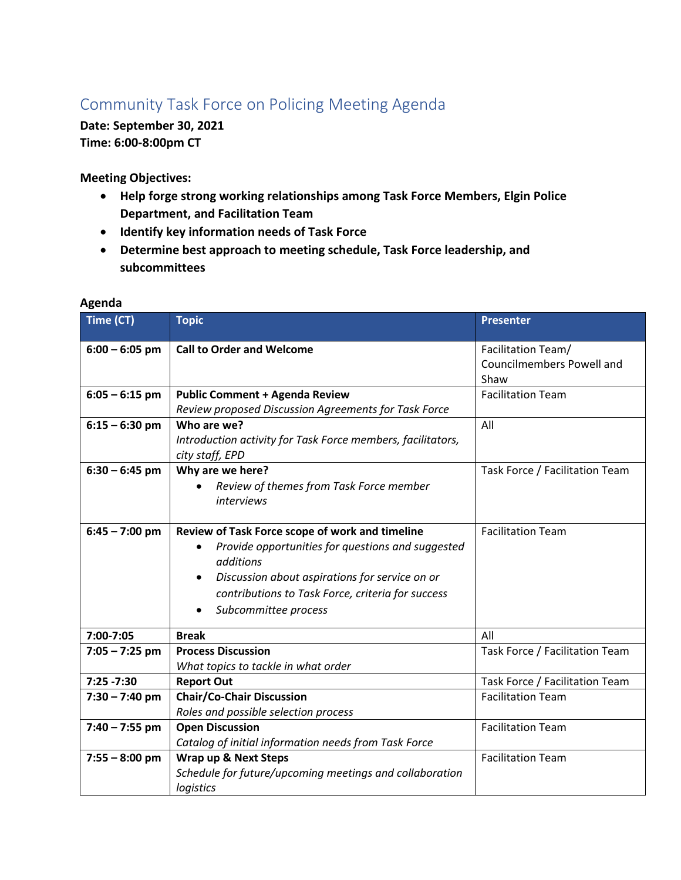# Community Task Force on Policing Meeting Agenda

**Date: September 30, 2021**
**Time: 6:00-8:00pm CT**

**Meeting Objectives:**

- **Help forge strong working relationships among Task Force Members, Elgin Police Department, and Facilitation Team**
- **Identify key information needs of Task Force**
- **Determine best approach to meeting schedule, Task Force leadership, and subcommittees**

**Agenda**

| Time (CT) | Topic | Presenter |
|---|---|---|
| **6:00 – 6:05 pm** | **Call to Order and Welcome** | Facilitation Team/ Councilmembers Powell and Shaw |
| **6:05 – 6:15 pm** | **Public Comment + Agenda Review**<br>*Review proposed Discussion Agreements for Task Force* | Facilitation Team |
| **6:15 – 6:30 pm** | **Who are we?**<br>*Introduction activity for Task Force members, facilitators, city staff, EPD* | All |
| **6:30 – 6:45 pm** | **Why are we here?**<br>• *Review of themes from Task Force member interviews* | Task Force / Facilitation Team |
| **6:45 – 7:00 pm** | **Review of Task Force scope of work and timeline**<br>• *Provide opportunities for questions and suggested additions*<br>• *Discussion about aspirations for service on or contributions to Task Force, criteria for success*<br>• *Subcommittee process* | Facilitation Team |
| **7:00-7:05** | **Break** | All |
| **7:05 – 7:25 pm** | **Process Discussion**<br>*What topics to tackle in what order* | Task Force / Facilitation Team |
| **7:25 -7:30** | **Report Out** | Task Force / Facilitation Team |
| **7:30 – 7:40 pm** | **Chair/Co-Chair Discussion**<br>*Roles and possible selection process* | Facilitation Team |
| **7:40 – 7:55 pm** | **Open Discussion**<br>*Catalog of initial information needs from Task Force* | Facilitation Team |
| **7:55 – 8:00 pm** | **Wrap up & Next Steps**<br>*Schedule for future/upcoming meetings and collaboration logistics* | Facilitation Team |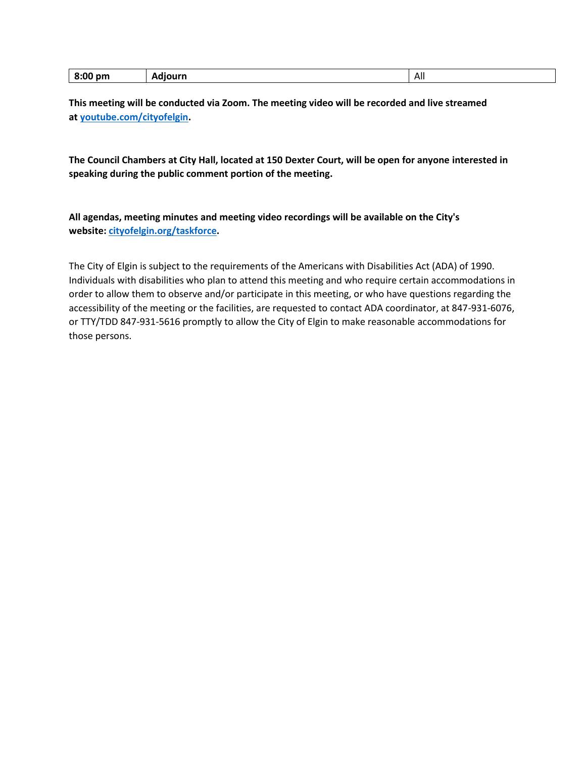| | | |
|---|---|---|
| **8:00 pm** | **Adjourn** | All |

**This meeting will be conducted via Zoom. The meeting video will be recorded and live streamed at [youtube.com/cityofelgin](youtube.com/cityofelgin).**

**The Council Chambers at City Hall, located at 150 Dexter Court, will be open for anyone interested in speaking during the public comment portion of the meeting.**

**All agendas, meeting minutes and meeting video recordings will be available on the City's website: [cityofelgin.org/taskforce](cityofelgin.org/taskforce).**

The City of Elgin is subject to the requirements of the Americans with Disabilities Act (ADA) of 1990. Individuals with disabilities who plan to attend this meeting and who require certain accommodations in order to allow them to observe and/or participate in this meeting, or who have questions regarding the accessibility of the meeting or the facilities, are requested to contact ADA coordinator, at 847-931-6076, or TTY/TDD 847-931-5616 promptly to allow the City of Elgin to make reasonable accommodations for those persons.